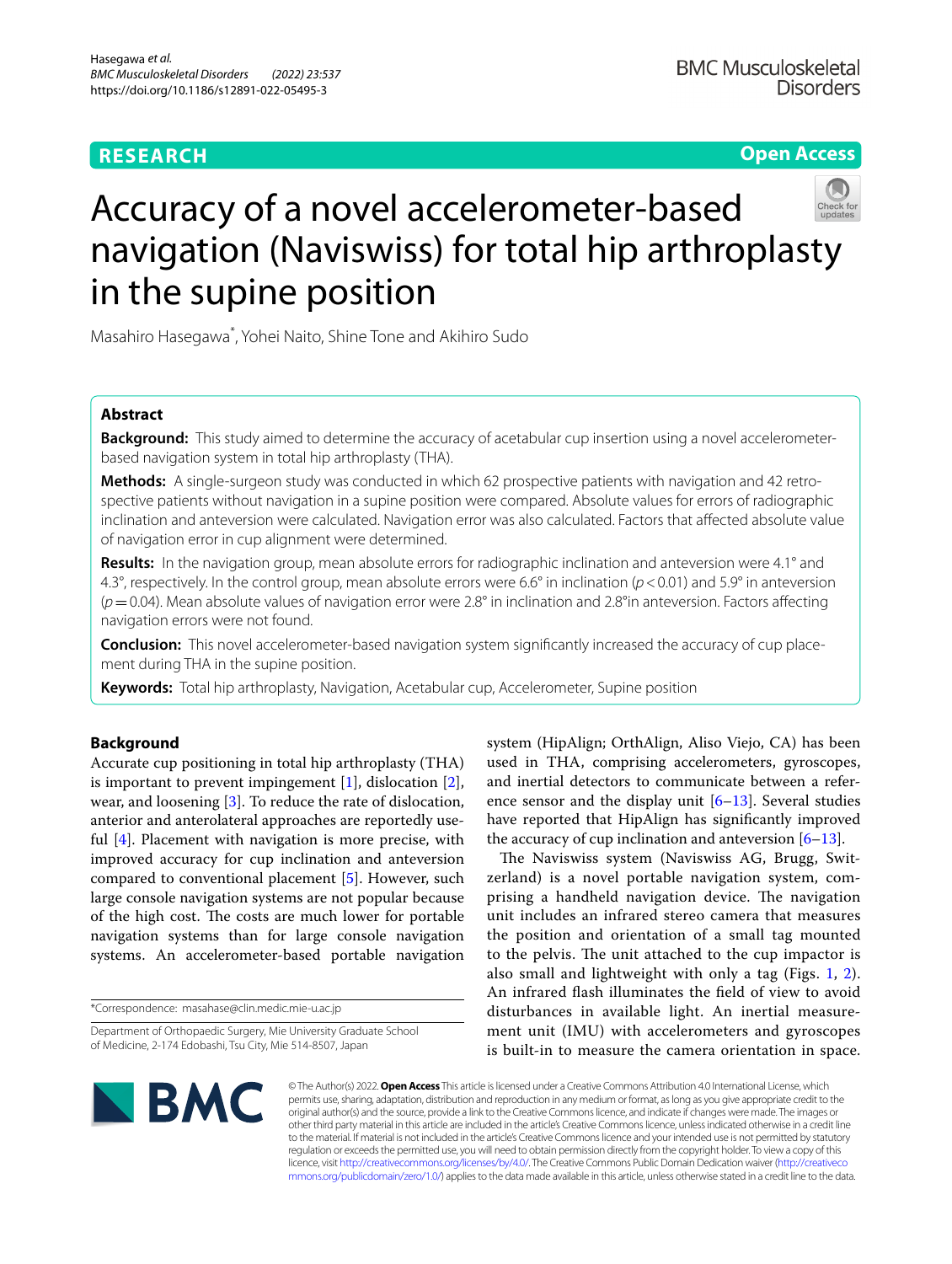RESEARCH

Open Access

# Accuracy of a novel accelerometer-based navigation (Naviswiss) for total hip arthroplasty in the supine position

Masahiro Hasegawa*, Yohei Naito, Shine Tone and Akihiro Sudo

## Abstract

**Background:** This study aimed to determine the accuracy of acetabular cup insertion using a novel accelerometer-based navigation system in total hip arthroplasty (THA).

**Methods:** A single-surgeon study was conducted in which 62 prospective patients with navigation and 42 retrospective patients without navigation in a supine position were compared. Absolute values for errors of radiographic inclination and anteversion were calculated. Navigation error was also calculated. Factors that affected absolute value of navigation error in cup alignment were determined.

**Results:** In the navigation group, mean absolute errors for radiographic inclination and anteversion were 4.1° and 4.3°, respectively. In the control group, mean absolute errors were 6.6° in inclination ($p < 0.01$) and 5.9° in anteversion ($p = 0.04$). Mean absolute values of navigation error were 2.8° in inclination and 2.8°in anteversion. Factors affecting navigation errors were not found.

**Conclusion:** This novel accelerometer-based navigation system significantly increased the accuracy of cup placement during THA in the supine position.

**Keywords:** Total hip arthroplasty, Navigation, Acetabular cup, Accelerometer, Supine position

## Background

Accurate cup positioning in total hip arthroplasty (THA) is important to prevent impingement [1], dislocation [2], wear, and loosening [3]. To reduce the rate of dislocation, anterior and anterolateral approaches are reportedly useful [4]. Placement with navigation is more precise, with improved accuracy for cup inclination and anteversion compared to conventional placement [5]. However, such large console navigation systems are not popular because of the high cost. The costs are much lower for portable navigation systems than for large console navigation systems. An accelerometer-based portable navigation system (HipAlign; OrthAlign, Aliso Viejo, CA) has been used in THA, comprising accelerometers, gyroscopes, and inertial detectors to communicate between a reference sensor and the display unit [6–13]. Several studies have reported that HipAlign has significantly improved the accuracy of cup inclination and anteversion [6–13].

The Naviswiss system (Naviswiss AG, Brugg, Switzerland) is a novel portable navigation system, comprising a handheld navigation device. The navigation unit includes an infrared stereo camera that measures the position and orientation of a small tag mounted to the pelvis. The unit attached to the cup impactor is also small and lightweight with only a tag (Figs. 1, 2). An infrared flash illuminates the field of view to avoid disturbances in available light. An inertial measurement unit (IMU) with accelerometers and gyroscopes is built-in to measure the camera orientation in space.

*Correspondence: masahase@clin.medic.mie-u.ac.jp

Department of Orthopaedic Surgery, Mie University Graduate School of Medicine, 2-174 Edobashi, Tsu City, Mie 514-8507, Japan

© The Author(s) 2022. **Open Access** This article is licensed under a Creative Commons Attribution 4.0 International License, which permits use, sharing, adaptation, distribution and reproduction in any medium or format, as long as you give appropriate credit to the original author(s) and the source, provide a link to the Creative Commons licence, and indicate if changes were made. The images or other third party material in this article are included in the article's Creative Commons licence, unless indicated otherwise in a credit line to the material. If material is not included in the article's Creative Commons licence and your intended use is not permitted by statutory regulation or exceeds the permitted use, you will need to obtain permission directly from the copyright holder. To view a copy of this licence, visit http://creativecommons.org/licenses/by/4.0/. The Creative Commons Public Domain Dedication waiver (http://creativecommons.org/publicdomain/zero/1.0/) applies to the data made available in this article, unless otherwise stated in a credit line to the data.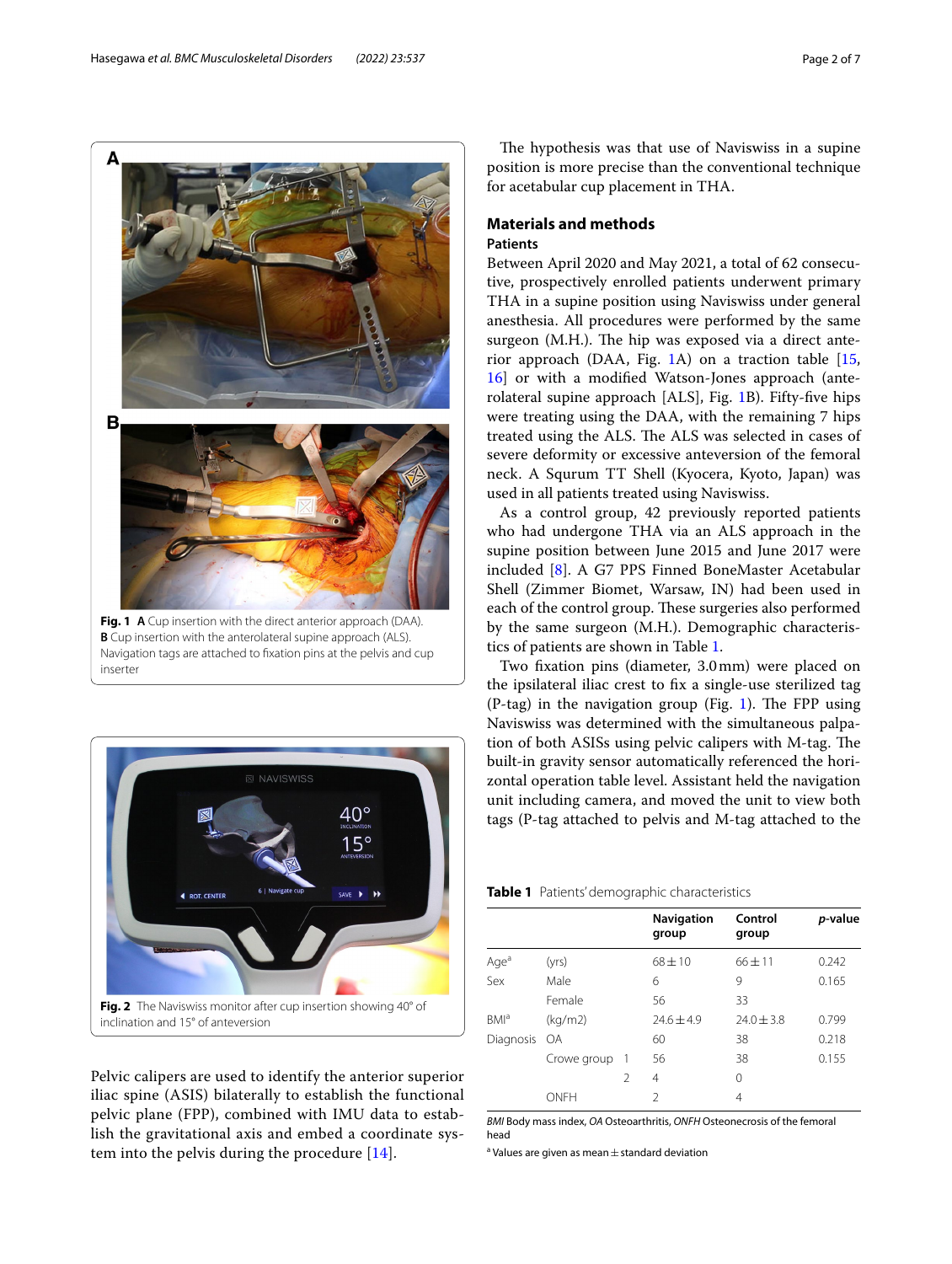Fig. 1 **A** Cup insertion with the direct anterior approach (DAA). **B** Cup insertion with the anterolateral supine approach (ALS). Navigation tags are attached to fixation pins at the pelvis and cup inserter

Fig. 2 The Naviswiss monitor after cup insertion showing 40° of inclination and 15° of anteversion

Pelvic calipers are used to identify the anterior superior iliac spine (ASIS) bilaterally to establish the functional pelvic plane (FPP), combined with IMU data to establish the gravitational axis and embed a coordinate system into the pelvis during the procedure [14].

The hypothesis was that use of Naviswiss in a supine position is more precise than the conventional technique for acetabular cup placement in THA.

## Materials and methods

### Patients

Between April 2020 and May 2021, a total of 62 consecutive, prospectively enrolled patients underwent primary THA in a supine position using Naviswiss under general anesthesia. All procedures were performed by the same surgeon (M.H.). The hip was exposed via a direct anterior approach (DAA, Fig. 1A) on a traction table [15, 16] or with a modified Watson-Jones approach (anterolateral supine approach [ALS], Fig. 1B). Fifty-five hips were treating using the DAA, with the remaining 7 hips treated using the ALS. The ALS was selected in cases of severe deformity or excessive anteversion of the femoral neck. A Squrum TT Shell (Kyocera, Kyoto, Japan) was used in all patients treated using Naviswiss.

As a control group, 42 previously reported patients who had undergone THA via an ALS approach in the supine position between June 2015 and June 2017 were included [8]. A G7 PPS Finned BoneMaster Acetabular Shell (Zimmer Biomet, Warsaw, IN) had been used in each of the control group. These surgeries also performed by the same surgeon (M.H.). Demographic characteristics of patients are shown in Table 1.

Two fixation pins (diameter, 3.0 mm) were placed on the ipsilateral iliac crest to fix a single-use sterilized tag (P-tag) in the navigation group (Fig. 1). The FPP using Naviswiss was determined with the simultaneous palpation of both ASISs using pelvic calipers with M-tag. The built-in gravity sensor automatically referenced the horizontal operation table level. Assistant held the navigation unit including camera, and moved the unit to view both tags (P-tag attached to pelvis and M-tag attached to the

**Table 1** Patients' demographic characteristics

| | | | Navigation group | Control group | *p*-value |
|---|---|---|---|---|---|
| Age[a] | (yrs) | | 68 ± 10 | 66 ± 11 | 0.242 |
| Sex | Male | | 6 | 9 | 0.165 |
| | Female | | 56 | 33 | |
| BMI[a] | (kg/m2) | | 24.6 ± 4.9 | 24.0 ± 3.8 | 0.799 |
| Diagnosis | OA | | 60 | 38 | 0.218 |
| | Crowe group | 1 | 56 | 38 | 0.155 |
| | | 2 | 4 | 0 | |
| | ONFH | | 2 | 4 | |

*BMI* Body mass index, *OA* Osteoarthritis, *ONFH* Osteonecrosis of the femoral head

[a] Values are given as mean ± standard deviation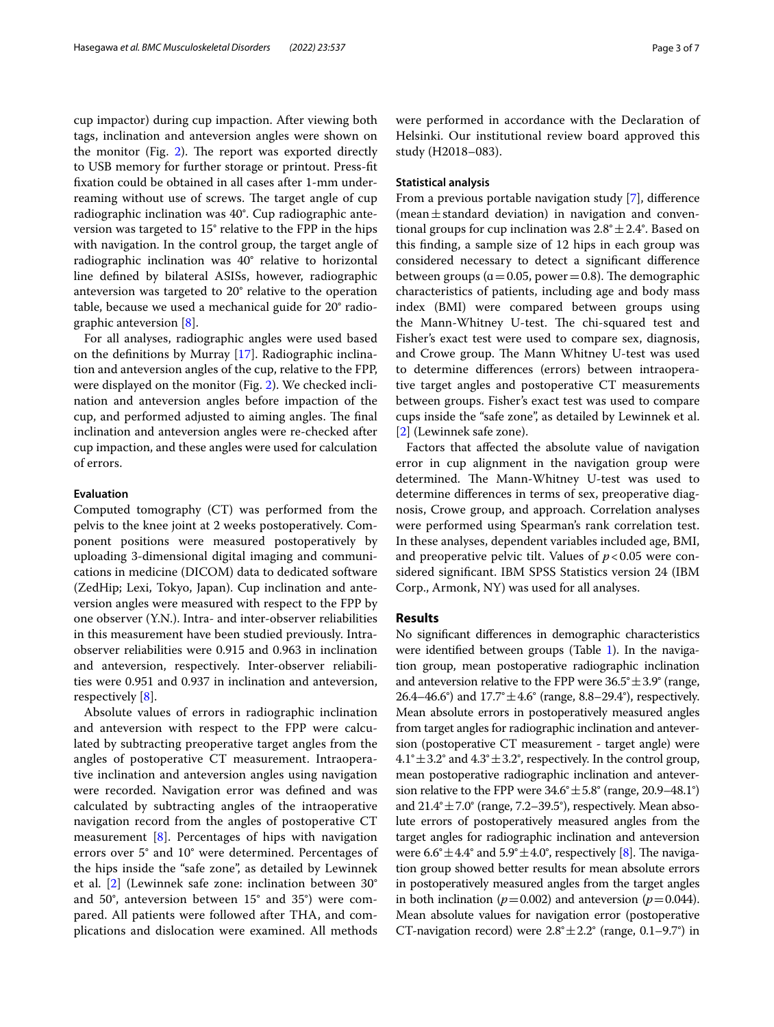cup impactor) during cup impaction. After viewing both tags, inclination and anteversion angles were shown on the monitor (Fig. 2). The report was exported directly to USB memory for further storage or printout. Press-fit fixation could be obtained in all cases after 1-mm under-reaming without use of screws. The target angle of cup radiographic inclination was 40°. Cup radiographic anteversion was targeted to 15° relative to the FPP in the hips with navigation. In the control group, the target angle of radiographic inclination was 40° relative to horizontal line defined by bilateral ASISs, however, radiographic anteversion was targeted to 20° relative to the operation table, because we used a mechanical guide for 20° radiographic anteversion [8].

For all analyses, radiographic angles were used based on the definitions by Murray [17]. Radiographic inclination and anteversion angles of the cup, relative to the FPP, were displayed on the monitor (Fig. 2). We checked inclination and anteversion angles before impaction of the cup, and performed adjusted to aiming angles. The final inclination and anteversion angles were re-checked after cup impaction, and these angles were used for calculation of errors.

### Evaluation

Computed tomography (CT) was performed from the pelvis to the knee joint at 2 weeks postoperatively. Component positions were measured postoperatively by uploading 3-dimensional digital imaging and communications in medicine (DICOM) data to dedicated software (ZedHip; Lexi, Tokyo, Japan). Cup inclination and anteversion angles were measured with respect to the FPP by one observer (Y.N.). Intra- and inter-observer reliabilities in this measurement have been studied previously. Intra-observer reliabilities were 0.915 and 0.963 in inclination and anteversion, respectively. Inter-observer reliabilities were 0.951 and 0.937 in inclination and anteversion, respectively [8].

Absolute values of errors in radiographic inclination and anteversion with respect to the FPP were calculated by subtracting preoperative target angles from the angles of postoperative CT measurement. Intraoperative inclination and anteversion angles using navigation were recorded. Navigation error was defined and was calculated by subtracting angles of the intraoperative navigation record from the angles of postoperative CT measurement [8]. Percentages of hips with navigation errors over 5° and 10° were determined. Percentages of the hips inside the "safe zone", as detailed by Lewinnek et al. [2] (Lewinnek safe zone: inclination between 30° and 50°, anteversion between 15° and 35°) were compared. All patients were followed after THA, and complications and dislocation were examined. All methods were performed in accordance with the Declaration of Helsinki. Our institutional review board approved this study (H2018–083).

### Statistical analysis

From a previous portable navigation study [7], difference (mean ± standard deviation) in navigation and conventional groups for cup inclination was 2.8° ± 2.4°. Based on this finding, a sample size of 12 hips in each group was considered necessary to detect a significant difference between groups ($\alpha = 0.05$, power = 0.8). The demographic characteristics of patients, including age and body mass index (BMI) were compared between groups using the Mann-Whitney U-test. The chi-squared test and Fisher's exact test were used to compare sex, diagnosis, and Crowe group. The Mann Whitney U-test was used to determine differences (errors) between intraoperative target angles and postoperative CT measurements between groups. Fisher's exact test was used to compare cups inside the "safe zone", as detailed by Lewinnek et al. [2] (Lewinnek safe zone).

Factors that affected the absolute value of navigation error in cup alignment in the navigation group were determined. The Mann-Whitney U-test was used to determine differences in terms of sex, preoperative diagnosis, Crowe group, and approach. Correlation analyses were performed using Spearman's rank correlation test. In these analyses, dependent variables included age, BMI, and preoperative pelvic tilt. Values of $p < 0.05$ were considered significant. IBM SPSS Statistics version 24 (IBM Corp., Armonk, NY) was used for all analyses.

## Results

No significant differences in demographic characteristics were identified between groups (Table 1). In the navigation group, mean postoperative radiographic inclination and anteversion relative to the FPP were 36.5° ± 3.9° (range, 26.4–46.6°) and 17.7° ± 4.6° (range, 8.8–29.4°), respectively. Mean absolute errors in postoperatively measured angles from target angles for radiographic inclination and anteversion (postoperative CT measurement - target angle) were 4.1° ± 3.2° and 4.3° ± 3.2°, respectively. In the control group, mean postoperative radiographic inclination and anteversion relative to the FPP were 34.6° ± 5.8° (range, 20.9–48.1°) and 21.4° ± 7.0° (range, 7.2–39.5°), respectively. Mean absolute errors of postoperatively measured angles from the target angles for radiographic inclination and anteversion were 6.6° ± 4.4° and 5.9° ± 4.0°, respectively [8]. The navigation group showed better results for mean absolute errors in postoperatively measured angles from the target angles in both inclination ($p = 0.002$) and anteversion ($p = 0.044$). Mean absolute values for navigation error (postoperative CT-navigation record) were 2.8° ± 2.2° (range, 0.1–9.7°) in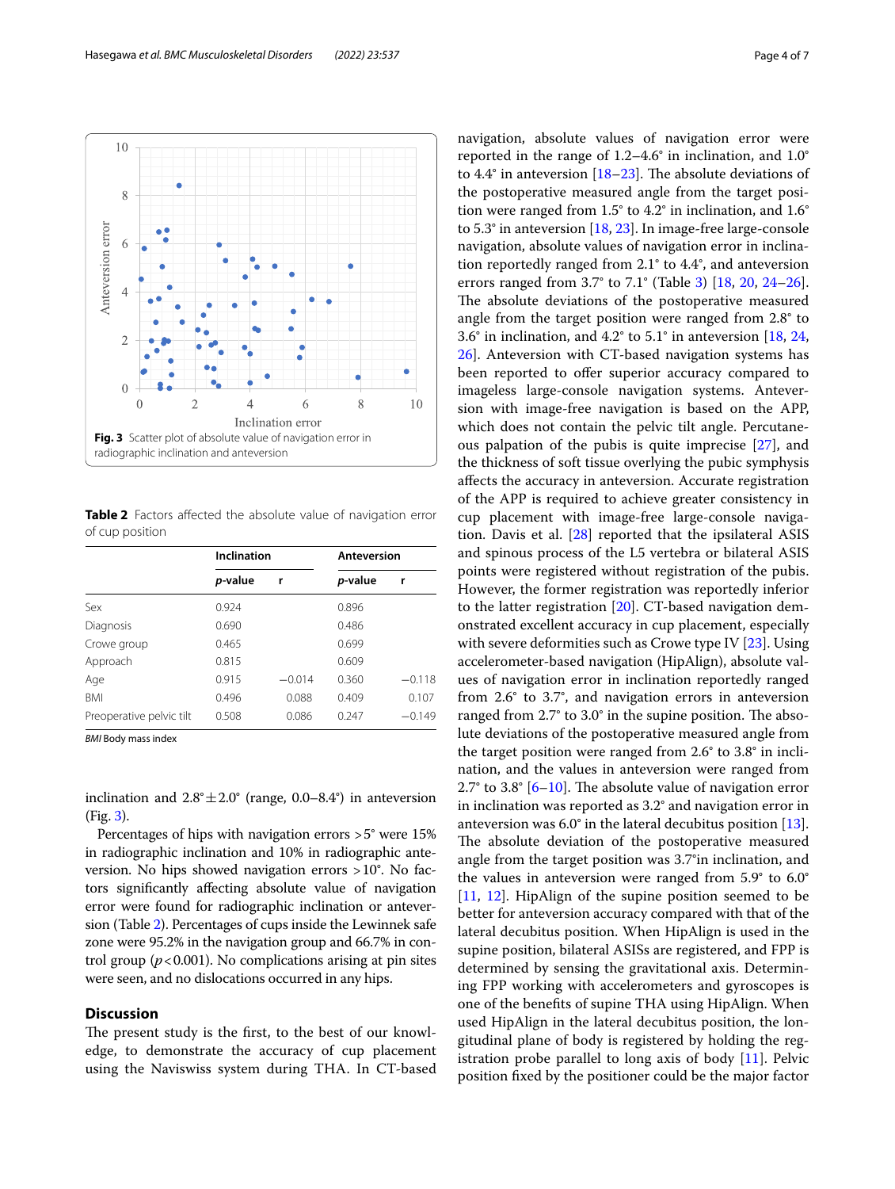Fig. 3 Scatter plot of absolute value of navigation error in radiographic inclination and anteversion

**Table 2** Factors affected the absolute value of navigation error of cup position

| | Inclination | | Anteversion | |
|---|---|---|---|---|
| | *p*-value | r | *p*-value | r |
| Sex | 0.924 | | 0.896 | |
| Diagnosis | 0.690 | | 0.486 | |
| Crowe group | 0.465 | | 0.699 | |
| Approach | 0.815 | | 0.609 | |
| Age | 0.915 | −0.014 | 0.360 | −0.118 |
| BMI | 0.496 | 0.088 | 0.409 | 0.107 |
| Preoperative pelvic tilt | 0.508 | 0.086 | 0.247 | −0.149 |

*BMI* Body mass index

inclination and 2.8°±2.0° (range, 0.0–8.4°) in anteversion (Fig. 3).

Percentages of hips with navigation errors >5° were 15% in radiographic inclination and 10% in radiographic anteversion. No hips showed navigation errors >10°. No factors significantly affecting absolute value of navigation error were found for radiographic inclination or anteversion (Table 2). Percentages of cups inside the Lewinnek safe zone were 95.2% in the navigation group and 66.7% in control group ($p<0.001$). No complications arising at pin sites were seen, and no dislocations occurred in any hips.

## Discussion

The present study is the first, to the best of our knowledge, to demonstrate the accuracy of cup placement using the Naviswiss system during THA. In CT-based navigation, absolute values of navigation error were reported in the range of 1.2–4.6° in inclination, and 1.0° to 4.4° in anteversion [18–23]. The absolute deviations of the postoperative measured angle from the target position were ranged from 1.5° to 4.2° in inclination, and 1.6° to 5.3° in anteversion [18, 23]. In image-free large-console navigation, absolute values of navigation error in inclination reportedly ranged from 2.1° to 4.4°, and anteversion errors ranged from 3.7° to 7.1° (Table 3) [18, 20, 24–26]. The absolute deviations of the postoperative measured angle from the target position were ranged from 2.8° to 3.6° in inclination, and 4.2° to 5.1° in anteversion [18, 24, 26]. Anteversion with CT-based navigation systems has been reported to offer superior accuracy compared to imageless large-console navigation systems. Anteversion with image-free navigation is based on the APP, which does not contain the pelvic tilt angle. Percutaneous palpation of the pubis is quite imprecise [27], and the thickness of soft tissue overlying the pubic symphysis affects the accuracy in anteversion. Accurate registration of the APP is required to achieve greater consistency in cup placement with image-free large-console navigation. Davis et al. [28] reported that the ipsilateral ASIS and spinous process of the L5 vertebra or bilateral ASIS points were registered without registration of the pubis. However, the former registration was reportedly inferior to the latter registration [20]. CT-based navigation demonstrated excellent accuracy in cup placement, especially with severe deformities such as Crowe type IV [23]. Using accelerometer-based navigation (HipAlign), absolute values of navigation error in inclination reportedly ranged from 2.6° to 3.7°, and navigation errors in anteversion ranged from 2.7° to 3.0° in the supine position. The absolute deviations of the postoperative measured angle from the target position were ranged from 2.6° to 3.8° in inclination, and the values in anteversion were ranged from 2.7° to 3.8° [6–10]. The absolute value of navigation error in inclination was reported as 3.2° and navigation error in anteversion was 6.0° in the lateral decubitus position [13]. The absolute deviation of the postoperative measured angle from the target position was 3.7°in inclination, and the values in anteversion were ranged from 5.9° to 6.0° [11, 12]. HipAlign of the supine position seemed to be better for anteversion accuracy compared with that of the lateral decubitus position. When HipAlign is used in the supine position, bilateral ASISs are registered, and FPP is determined by sensing the gravitational axis. Determining FPP working with accelerometers and gyroscopes is one of the benefits of supine THA using HipAlign. When used HipAlign in the lateral decubitus position, the longitudinal plane of body is registered by holding the registration probe parallel to long axis of body [11]. Pelvic position fixed by the positioner could be the major factor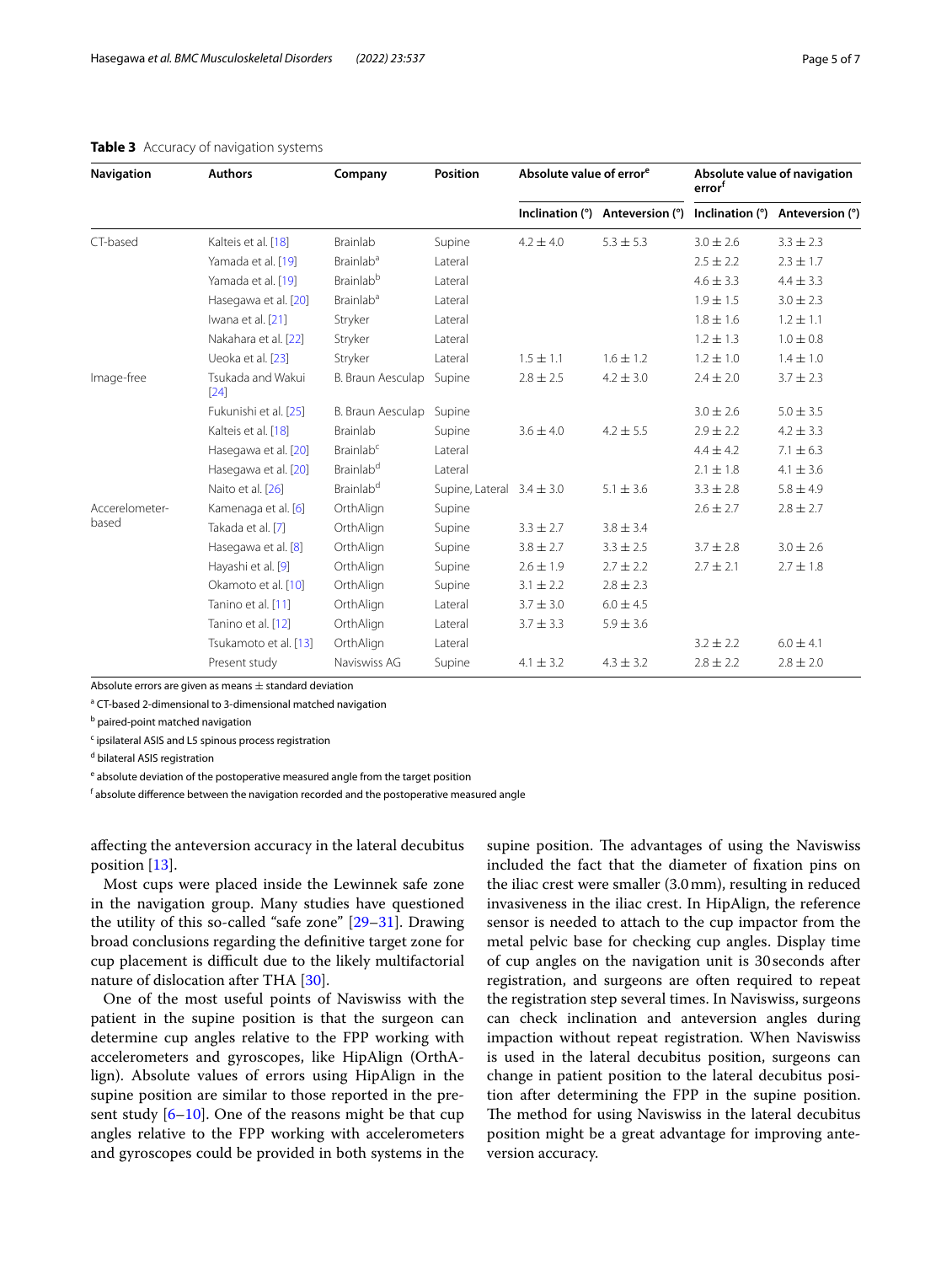**Table 3** Accuracy of navigation systems

| Navigation | Authors | Company | Position | Absolute value of error[e] | | Absolute value of navigation error[f] | |
|---|---|---|---|---|---|---|---|
| | | | | Inclination (°) | Anteversion (°) | Inclination (°) | Anteversion (°) |
| CT-based | Kalteis et al. [18] | Brainlab | Supine | 4.2 ± 4.0 | 5.3 ± 5.3 | 3.0 ± 2.6 | 3.3 ± 2.3 |
| | Yamada et al. [19] | Brainlab[a] | Lateral | | | 2.5 ± 2.2 | 2.3 ± 1.7 |
| | Yamada et al. [19] | Brainlab[b] | Lateral | | | 4.6 ± 3.3 | 4.4 ± 3.3 |
| | Hasegawa et al. [20] | Brainlab[a] | Lateral | | | 1.9 ± 1.5 | 3.0 ± 2.3 |
| | Iwana et al. [21] | Stryker | Lateral | | | 1.8 ± 1.6 | 1.2 ± 1.1 |
| | Nakahara et al. [22] | Stryker | Lateral | | | 1.2 ± 1.3 | 1.0 ± 0.8 |
| | Ueoka et al. [23] | Stryker | Lateral | 1.5 ± 1.1 | 1.6 ± 1.2 | 1.2 ± 1.0 | 1.4 ± 1.0 |
| Image-free | Tsukada and Wakui [24] | B. Braun Aesculap | Supine | 2.8 ± 2.5 | 4.2 ± 3.0 | 2.4 ± 2.0 | 3.7 ± 2.3 |
| | Fukunishi et al. [25] | B. Braun Aesculap | Supine | | | 3.0 ± 2.6 | 5.0 ± 3.5 |
| | Kalteis et al. [18] | Brainlab | Supine | 3.6 ± 4.0 | 4.2 ± 5.5 | 2.9 ± 2.2 | 4.2 ± 3.3 |
| | Hasegawa et al. [20] | Brainlab[c] | Lateral | | | 4.4 ± 4.2 | 7.1 ± 6.3 |
| | Hasegawa et al. [20] | Brainlab[d] | Lateral | | | 2.1 ± 1.8 | 4.1 ± 3.6 |
| | Naito et al. [26] | Brainlab[d] | Supine, Lateral | 3.4 ± 3.0 | 5.1 ± 3.6 | 3.3 ± 2.8 | 5.8 ± 4.9 |
| Accelerometer-based | Kamenaga et al. [6] | OrthAlign | Supine | | | 2.6 ± 2.7 | 2.8 ± 2.7 |
| | Takada et al. [7] | OrthAlign | Supine | 3.3 ± 2.7 | 3.8 ± 3.4 | | |
| | Hasegawa et al. [8] | OrthAlign | Supine | 3.8 ± 2.7 | 3.3 ± 2.5 | 3.7 ± 2.8 | 3.0 ± 2.6 |
| | Hayashi et al. [9] | OrthAlign | Supine | 2.6 ± 1.9 | 2.7 ± 2.2 | 2.7 ± 2.1 | 2.7 ± 1.8 |
| | Okamoto et al. [10] | OrthAlign | Supine | 3.1 ± 2.2 | 2.8 ± 2.3 | | |
| | Tanino et al. [11] | OrthAlign | Lateral | 3.7 ± 3.0 | 6.0 ± 4.5 | | |
| | Tanino et al. [12] | OrthAlign | Lateral | 3.7 ± 3.3 | 5.9 ± 3.6 | | |
| | Tsukamoto et al. [13] | OrthAlign | Lateral | | | 3.2 ± 2.2 | 6.0 ± 4.1 |
| | Present study | Naviswiss AG | Supine | 4.1 ± 3.2 | 4.3 ± 3.2 | 2.8 ± 2.2 | 2.8 ± 2.0 |

Absolute errors are given as means ± standard deviation

[a] CT-based 2-dimensional to 3-dimensional matched navigation

[b] paired-point matched navigation

[c] ipsilateral ASIS and L5 spinous process registration

[d] bilateral ASIS registration

[e] absolute deviation of the postoperative measured angle from the target position

[f] absolute difference between the navigation recorded and the postoperative measured angle

affecting the anteversion accuracy in the lateral decubitus position [13].

Most cups were placed inside the Lewinnek safe zone in the navigation group. Many studies have questioned the utility of this so-called "safe zone" [29–31]. Drawing broad conclusions regarding the definitive target zone for cup placement is difficult due to the likely multifactorial nature of dislocation after THA [30].

One of the most useful points of Naviswiss with the patient in the supine position is that the surgeon can determine cup angles relative to the FPP working with accelerometers and gyroscopes, like HipAlign (OrthAlign). Absolute values of errors using HipAlign in the supine position are similar to those reported in the present study [6–10]. One of the reasons might be that cup angles relative to the FPP working with accelerometers and gyroscopes could be provided in both systems in the supine position. The advantages of using the Naviswiss included the fact that the diameter of fixation pins on the iliac crest were smaller (3.0 mm), resulting in reduced invasiveness in the iliac crest. In HipAlign, the reference sensor is needed to attach to the cup impactor from the metal pelvic base for checking cup angles. Display time of cup angles on the navigation unit is 30 seconds after registration, and surgeons are often required to repeat the registration step several times. In Naviswiss, surgeons can check inclination and anteversion angles during impaction without repeat registration. When Naviswiss is used in the lateral decubitus position, surgeons can change in patient position to the lateral decubitus position after determining the FPP in the supine position. The method for using Naviswiss in the lateral decubitus position might be a great advantage for improving anteversion accuracy.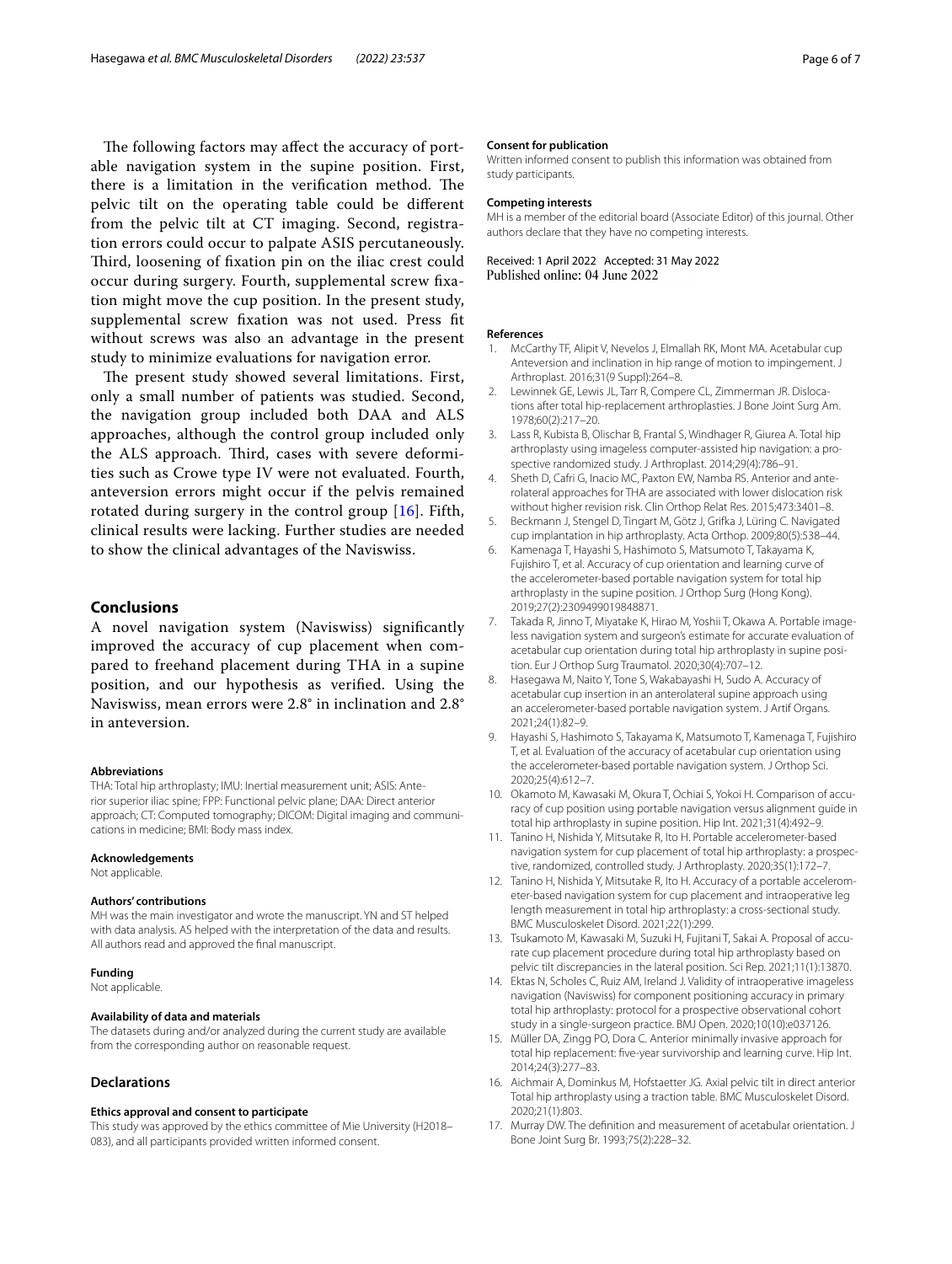The following factors may affect the accuracy of portable navigation system in the supine position. First, there is a limitation in the verification method. The pelvic tilt on the operating table could be different from the pelvic tilt at CT imaging. Second, registration errors could occur to palpate ASIS percutaneously. Third, loosening of fixation pin on the iliac crest could occur during surgery. Fourth, supplemental screw fixation might move the cup position. In the present study, supplemental screw fixation was not used. Press fit without screws was also an advantage in the present study to minimize evaluations for navigation error.

The present study showed several limitations. First, only a small number of patients was studied. Second, the navigation group included both DAA and ALS approaches, although the control group included only the ALS approach. Third, cases with severe deformities such as Crowe type IV were not evaluated. Fourth, anteversion errors might occur if the pelvis remained rotated during surgery in the control group [16]. Fifth, clinical results were lacking. Further studies are needed to show the clinical advantages of the Naviswiss.

## Conclusions

A novel navigation system (Naviswiss) significantly improved the accuracy of cup placement when compared to freehand placement during THA in a supine position, and our hypothesis as verified. Using the Naviswiss, mean errors were 2.8° in inclination and 2.8° in anteversion.

#### Abbreviations

THA: Total hip arthroplasty; IMU: Inertial measurement unit; ASIS: Anterior superior iliac spine; FPP: Functional pelvic plane; DAA: Direct anterior approach; CT: Computed tomography; DICOM: Digital imaging and communications in medicine; BMI: Body mass index.

#### Acknowledgements

Not applicable.

#### Authors' contributions

MH was the main investigator and wrote the manuscript. YN and ST helped with data analysis. AS helped with the interpretation of the data and results. All authors read and approved the final manuscript.

#### Funding

Not applicable.

#### Availability of data and materials

The datasets during and/or analyzed during the current study are available from the corresponding author on reasonable request.

## Declarations

#### Ethics approval and consent to participate

This study was approved by the ethics committee of Mie University (H2018–083), and all participants provided written informed consent.

#### Consent for publication

Written informed consent to publish this information was obtained from study participants.

#### Competing interests

MH is a member of the editorial board (Associate Editor) of this journal. Other authors declare that they have no competing interests.

Received: 1 April 2022 Accepted: 31 May 2022
Published online: 04 June 2022

#### References

1. McCarthy TF, Alipit V, Nevelos J, Elmallah RK, Mont MA. Acetabular cup Anteversion and inclination in hip range of motion to impingement. J Arthroplast. 2016;31(9 Suppl):264–8.
2. Lewinnek GE, Lewis JL, Tarr R, Compere CL, Zimmerman JR. Dislocations after total hip-replacement arthroplasties. J Bone Joint Surg Am. 1978;60(2):217–20.
3. Lass R, Kubista B, Olischar B, Frantal S, Windhager R, Giurea A. Total hip arthroplasty using imageless computer-assisted hip navigation: a prospective randomized study. J Arthroplast. 2014;29(4):786–91.
4. Sheth D, Cafri G, Inacio MC, Paxton EW, Namba RS. Anterior and anterolateral approaches for THA are associated with lower dislocation risk without higher revision risk. Clin Orthop Relat Res. 2015;473:3401–8.
5. Beckmann J, Stengel D, Tingart M, Götz J, Grifka J, Lüring C. Navigated cup implantation in hip arthroplasty. Acta Orthop. 2009;80(5):538–44.
6. Kamenaga T, Hayashi S, Hashimoto S, Matsumoto T, Takayama K, Fujishiro T, et al. Accuracy of cup orientation and learning curve of the accelerometer-based portable navigation system for total hip arthroplasty in the supine position. J Orthop Surg (Hong Kong). 2019;27(2):2309499019848871.
7. Takada R, Jinno T, Miyatake K, Hirao M, Yoshii T, Okawa A. Portable imageless navigation system and surgeon's estimate for accurate evaluation of acetabular cup orientation during total hip arthroplasty in supine position. Eur J Orthop Surg Traumatol. 2020;30(4):707–12.
8. Hasegawa M, Naito Y, Tone S, Wakabayashi H, Sudo A. Accuracy of acetabular cup insertion in an anterolateral supine approach using an accelerometer-based portable navigation system. J Artif Organs. 2021;24(1):82–9.
9. Hayashi S, Hashimoto S, Takayama K, Matsumoto T, Kamenaga T, Fujishiro T, et al. Evaluation of the accuracy of acetabular cup orientation using the accelerometer-based portable navigation system. J Orthop Sci. 2020;25(4):612–7.
10. Okamoto M, Kawasaki M, Okura T, Ochiai S, Yokoi H. Comparison of accuracy of cup position using portable navigation versus alignment guide in total hip arthroplasty in supine position. Hip Int. 2021;31(4):492–9.
11. Tanino H, Nishida Y, Mitsutake R, Ito H. Portable accelerometer-based navigation system for cup placement of total hip arthroplasty: a prospective, randomized, controlled study. J Arthroplasty. 2020;35(1):172–7.
12. Tanino H, Nishida Y, Mitsutake R, Ito H. Accuracy of a portable accelerometer-based navigation system for cup placement and intraoperative leg length measurement in total hip arthroplasty: a cross-sectional study. BMC Musculoskelet Disord. 2021;22(1):299.
13. Tsukamoto M, Kawasaki M, Suzuki H, Fujitani T, Sakai A. Proposal of accurate cup placement procedure during total hip arthroplasty based on pelvic tilt discrepancies in the lateral position. Sci Rep. 2021;11(1):13870.
14. Ektas N, Scholes C, Ruiz AM, Ireland J. Validity of intraoperative imageless navigation (Naviswiss) for component positioning accuracy in primary total hip arthroplasty: protocol for a prospective observational cohort study in a single-surgeon practice. BMJ Open. 2020;10(10):e037126.
15. Müller DA, Zingg PO, Dora C. Anterior minimally invasive approach for total hip replacement: five-year survivorship and learning curve. Hip Int. 2014;24(3):277–83.
16. Aichmair A, Dominkus M, Hofstaetter JG. Axial pelvic tilt in direct anterior Total hip arthroplasty using a traction table. BMC Musculoskelet Disord. 2020;21(1):803.
17. Murray DW. The definition and measurement of acetabular orientation. J Bone Joint Surg Br. 1993;75(2):228–32.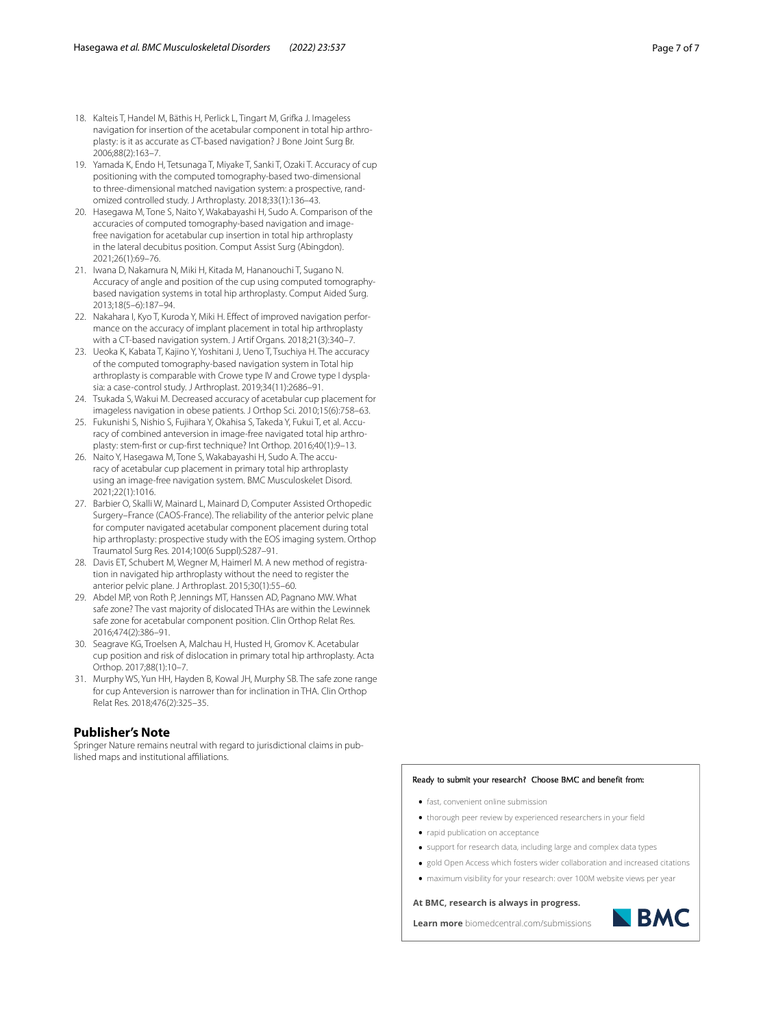18. Kalteis T, Handel M, Bäthis H, Perlick L, Tingart M, Grifka J. Imageless navigation for insertion of the acetabular component in total hip arthroplasty: is it as accurate as CT-based navigation? J Bone Joint Surg Br. 2006;88(2):163–7.
19. Yamada K, Endo H, Tetsunaga T, Miyake T, Sanki T, Ozaki T. Accuracy of cup positioning with the computed tomography-based two-dimensional to three-dimensional matched navigation system: a prospective, randomized controlled study. J Arthroplasty. 2018;33(1):136–43.
20. Hasegawa M, Tone S, Naito Y, Wakabayashi H, Sudo A. Comparison of the accuracies of computed tomography-based navigation and image-free navigation for acetabular cup insertion in total hip arthroplasty in the lateral decubitus position. Comput Assist Surg (Abingdon). 2021;26(1):69–76.
21. Iwana D, Nakamura N, Miki H, Kitada M, Hananouchi T, Sugano N. Accuracy of angle and position of the cup using computed tomography-based navigation systems in total hip arthroplasty. Comput Aided Surg. 2013;18(5–6):187–94.
22. Nakahara I, Kyo T, Kuroda Y, Miki H. Effect of improved navigation performance on the accuracy of implant placement in total hip arthroplasty with a CT-based navigation system. J Artif Organs. 2018;21(3):340–7.
23. Ueoka K, Kabata T, Kajino Y, Yoshitani J, Ueno T, Tsuchiya H. The accuracy of the computed tomography-based navigation system in Total hip arthroplasty is comparable with Crowe type IV and Crowe type I dysplasia: a case-control study. J Arthroplast. 2019;34(11):2686–91.
24. Tsukada S, Wakui M. Decreased accuracy of acetabular cup placement for imageless navigation in obese patients. J Orthop Sci. 2010;15(6):758–63.
25. Fukunishi S, Nishio S, Fujihara Y, Okahisa S, Takeda Y, Fukui T, et al. Accuracy of combined anteversion in image-free navigated total hip arthroplasty: stem-first or cup-first technique? Int Orthop. 2016;40(1):9–13.
26. Naito Y, Hasegawa M, Tone S, Wakabayashi H, Sudo A. The accuracy of acetabular cup placement in primary total hip arthroplasty using an image-free navigation system. BMC Musculoskelet Disord. 2021;22(1):1016.
27. Barbier O, Skalli W, Mainard L, Mainard D, Computer Assisted Orthopedic Surgery–France (CAOS-France). The reliability of the anterior pelvic plane for computer navigated acetabular component placement during total hip arthroplasty: prospective study with the EOS imaging system. Orthop Traumatol Surg Res. 2014;100(6 Suppl):S287–91.
28. Davis ET, Schubert M, Wegner M, Haimerl M. A new method of registration in navigated hip arthroplasty without the need to register the anterior pelvic plane. J Arthroplast. 2015;30(1):55–60.
29. Abdel MP, von Roth P, Jennings MT, Hanssen AD, Pagnano MW. What safe zone? The vast majority of dislocated THAs are within the Lewinnek safe zone for acetabular component position. Clin Orthop Relat Res. 2016;474(2):386–91.
30. Seagrave KG, Troelsen A, Malchau H, Husted H, Gromov K. Acetabular cup position and risk of dislocation in primary total hip arthroplasty. Acta Orthop. 2017;88(1):10–7.
31. Murphy WS, Yun HH, Hayden B, Kowal JH, Murphy SB. The safe zone range for cup Anteversion is narrower than for inclination in THA. Clin Orthop Relat Res. 2018;476(2):325–35.

## Publisher's Note

Springer Nature remains neutral with regard to jurisdictional claims in published maps and institutional affiliations.

Ready to submit your research? Choose BMC and benefit from:

- fast, convenient online submission
- thorough peer review by experienced researchers in your field
- rapid publication on acceptance
- support for research data, including large and complex data types
- gold Open Access which fosters wider collaboration and increased citations
- maximum visibility for your research: over 100M website views per year

**At BMC, research is always in progress.**

**Learn more** biomedcentral.com/submissions

BMC